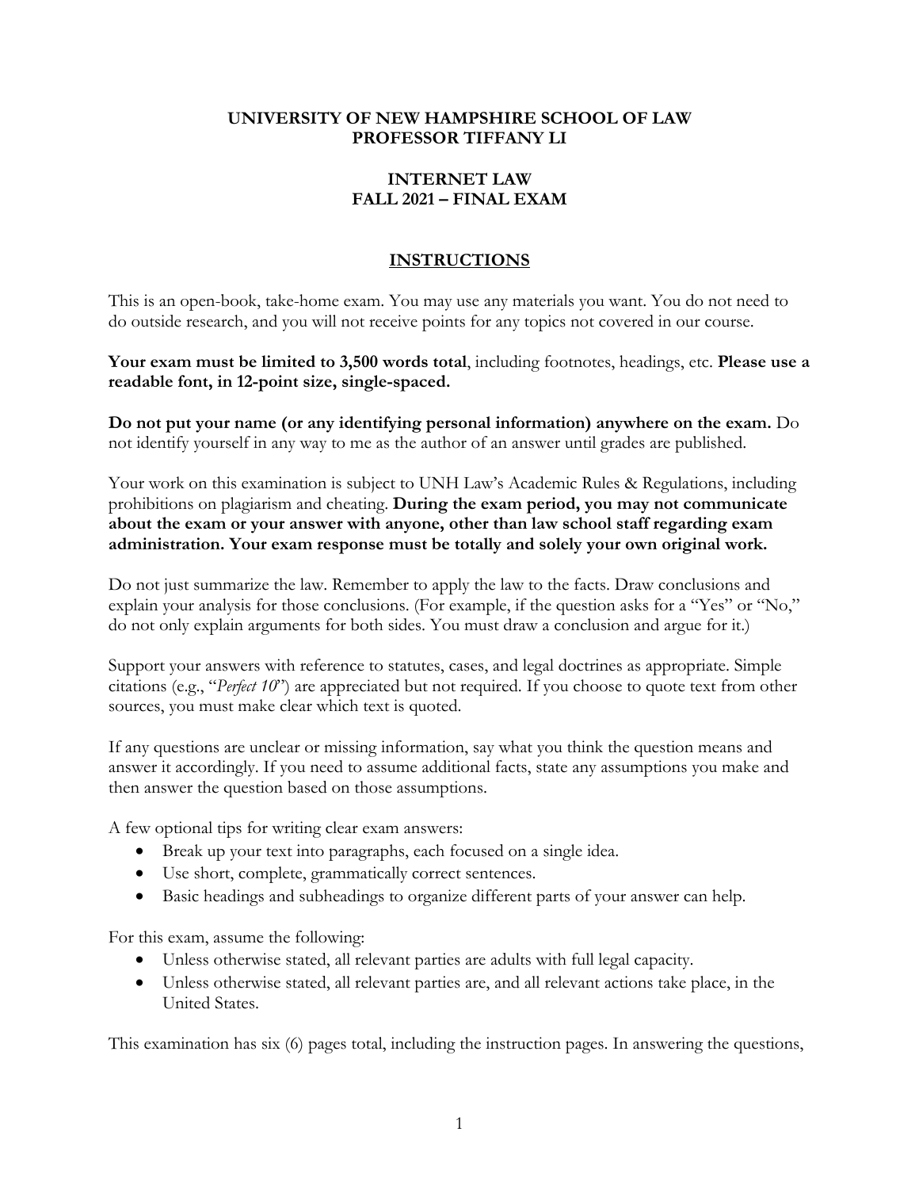**UNIVERSITY OF NEW HAMPSHIRE SCHOOL OF LAW**
**PROFESSOR TIFFANY LI**

**INTERNET LAW**
**FALL 2021 – FINAL EXAM**

## INSTRUCTIONS

This is an open-book, take-home exam. You may use any materials you want. You do not need to do outside research, and you will not receive points for any topics not covered in our course.

**Your exam must be limited to 3,500 words total**, including footnotes, headings, etc. **Please use a readable font, in 12-point size, single-spaced.**

**Do not put your name (or any identifying personal information) anywhere on the exam.** Do not identify yourself in any way to me as the author of an answer until grades are published.

Your work on this examination is subject to UNH Law's Academic Rules & Regulations, including prohibitions on plagiarism and cheating. **During the exam period, you may not communicate about the exam or your answer with anyone, other than law school staff regarding exam administration. Your exam response must be totally and solely your own original work.**

Do not just summarize the law. Remember to apply the law to the facts. Draw conclusions and explain your analysis for those conclusions. (For example, if the question asks for a "Yes" or "No," do not only explain arguments for both sides. You must draw a conclusion and argue for it.)

Support your answers with reference to statutes, cases, and legal doctrines as appropriate. Simple citations (e.g., "*Perfect 10*") are appreciated but not required. If you choose to quote text from other sources, you must make clear which text is quoted.

If any questions are unclear or missing information, say what you think the question means and answer it accordingly. If you need to assume additional facts, state any assumptions you make and then answer the question based on those assumptions.

A few optional tips for writing clear exam answers:

- Break up your text into paragraphs, each focused on a single idea.
- Use short, complete, grammatically correct sentences.
- Basic headings and subheadings to organize different parts of your answer can help.

For this exam, assume the following:

- Unless otherwise stated, all relevant parties are adults with full legal capacity.
- Unless otherwise stated, all relevant parties are, and all relevant actions take place, in the United States.

This examination has six (6) pages total, including the instruction pages. In answering the questions,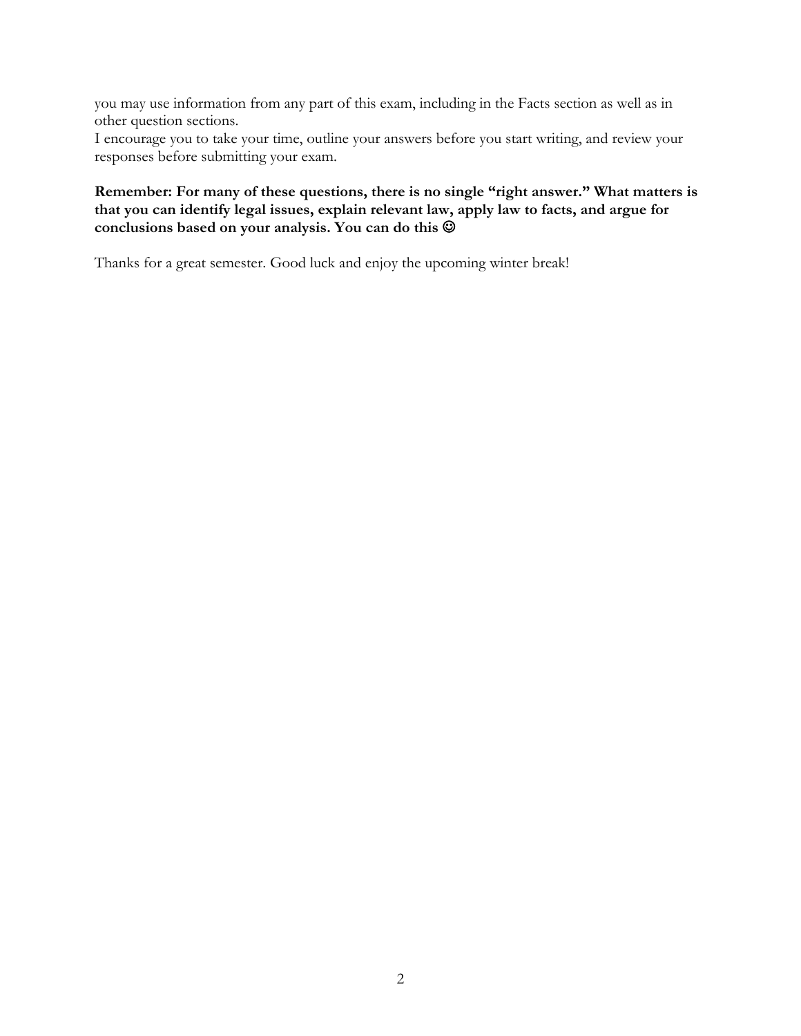you may use information from any part of this exam, including in the Facts section as well as in other question sections.
I encourage you to take your time, outline your answers before you start writing, and review your responses before submitting your exam.

**Remember: For many of these questions, there is no single "right answer." What matters is that you can identify legal issues, explain relevant law, apply law to facts, and argue for conclusions based on your analysis. You can do this ☺**

Thanks for a great semester. Good luck and enjoy the upcoming winter break!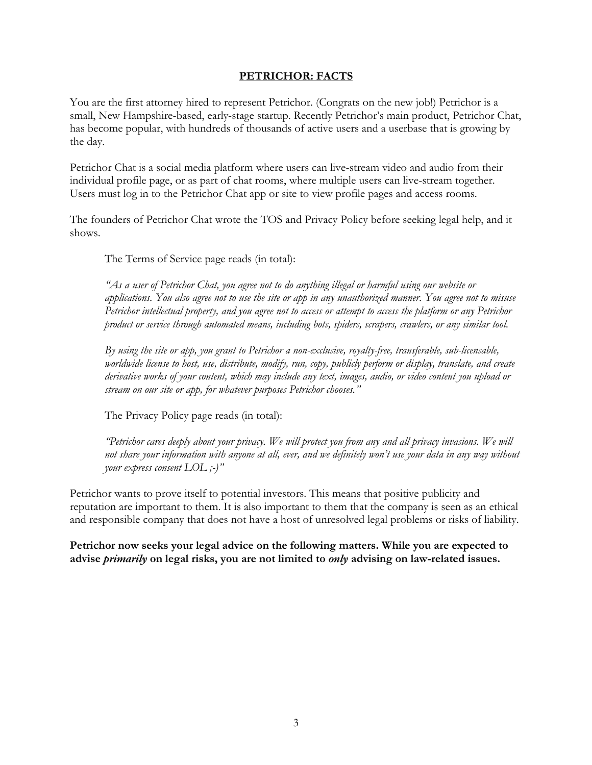## **PETRICHOR: FACTS**

You are the first attorney hired to represent Petrichor. (Congrats on the new job!) Petrichor is a small, New Hampshire-based, early-stage startup. Recently Petrichor's main product, Petrichor Chat, has become popular, with hundreds of thousands of active users and a userbase that is growing by the day.

Petrichor Chat is a social media platform where users can live-stream video and audio from their individual profile page, or as part of chat rooms, where multiple users can live-stream together. Users must log in to the Petrichor Chat app or site to view profile pages and access rooms.

The founders of Petrichor Chat wrote the TOS and Privacy Policy before seeking legal help, and it shows.

> The Terms of Service page reads (in total):
>
> *"As a user of Petrichor Chat, you agree not to do anything illegal or harmful using our website or applications. You also agree not to use the site or app in any unauthorized manner. You agree not to misuse Petrichor intellectual property, and you agree not to access or attempt to access the platform or any Petrichor product or service through automated means, including bots, spiders, scrapers, crawlers, or any similar tool.*
>
> *By using the site or app, you grant to Petrichor a non-exclusive, royalty-free, transferable, sub-licensable, worldwide license to host, use, distribute, modify, run, copy, publicly perform or display, translate, and create derivative works of your content, which may include any text, images, audio, or video content you upload or stream on our site or app, for whatever purposes Petrichor chooses."*
>
> The Privacy Policy page reads (in total):
>
> *"Petrichor cares deeply about your privacy. We will protect you from any and all privacy invasions. We will not share your information with anyone at all, ever, and we definitely won't use your data in any way without your express consent LOL ;-)"*

Petrichor wants to prove itself to potential investors. This means that positive publicity and reputation are important to them. It is also important to them that the company is seen as an ethical and responsible company that does not have a host of unresolved legal problems or risks of liability.

**Petrichor now seeks your legal advice on the following matters. While you are expected to advise *primarily* on legal risks, you are not limited to *only* advising on law-related issues.**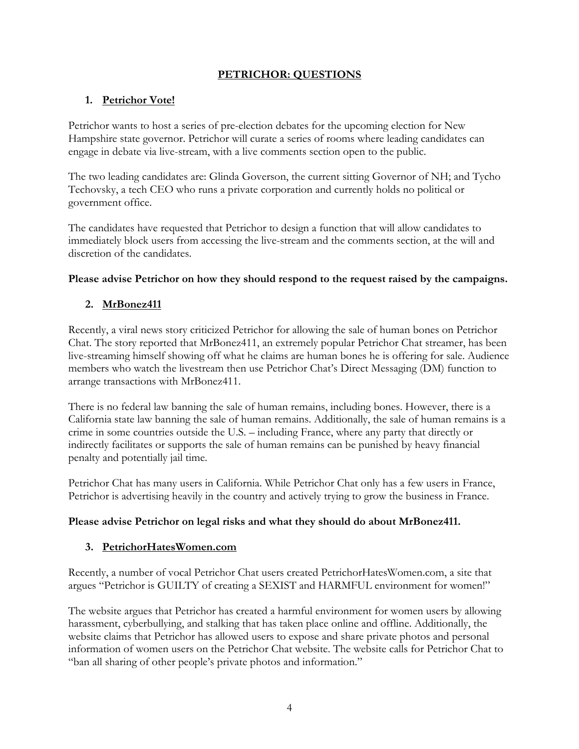# PETRICHOR: QUESTIONS

## 1. Petrichor Vote!

Petrichor wants to host a series of pre-election debates for the upcoming election for New Hampshire state governor. Petrichor will curate a series of rooms where leading candidates can engage in debate via live-stream, with a live comments section open to the public.

The two leading candidates are: Glinda Goverson, the current sitting Governor of NH; and Tycho Techovsky, a tech CEO who runs a private corporation and currently holds no political or government office.

The candidates have requested that Petrichor to design a function that will allow candidates to immediately block users from accessing the live-stream and the comments section, at the will and discretion of the candidates.

**Please advise Petrichor on how they should respond to the request raised by the campaigns.**

## 2. MrBonez411

Recently, a viral news story criticized Petrichor for allowing the sale of human bones on Petrichor Chat. The story reported that MrBonez411, an extremely popular Petrichor Chat streamer, has been live-streaming himself showing off what he claims are human bones he is offering for sale. Audience members who watch the livestream then use Petrichor Chat's Direct Messaging (DM) function to arrange transactions with MrBonez411.

There is no federal law banning the sale of human remains, including bones. However, there is a California state law banning the sale of human remains. Additionally, the sale of human remains is a crime in some countries outside the U.S. – including France, where any party that directly or indirectly facilitates or supports the sale of human remains can be punished by heavy financial penalty and potentially jail time.

Petrichor Chat has many users in California. While Petrichor Chat only has a few users in France, Petrichor is advertising heavily in the country and actively trying to grow the business in France.

**Please advise Petrichor on legal risks and what they should do about MrBonez411.**

## 3. PetrichorHatesWomen.com

Recently, a number of vocal Petrichor Chat users created PetrichorHatesWomen.com, a site that argues "Petrichor is GUILTY of creating a SEXIST and HARMFUL environment for women!"

The website argues that Petrichor has created a harmful environment for women users by allowing harassment, cyberbullying, and stalking that has taken place online and offline. Additionally, the website claims that Petrichor has allowed users to expose and share private photos and personal information of women users on the Petrichor Chat website. The website calls for Petrichor Chat to "ban all sharing of other people's private photos and information."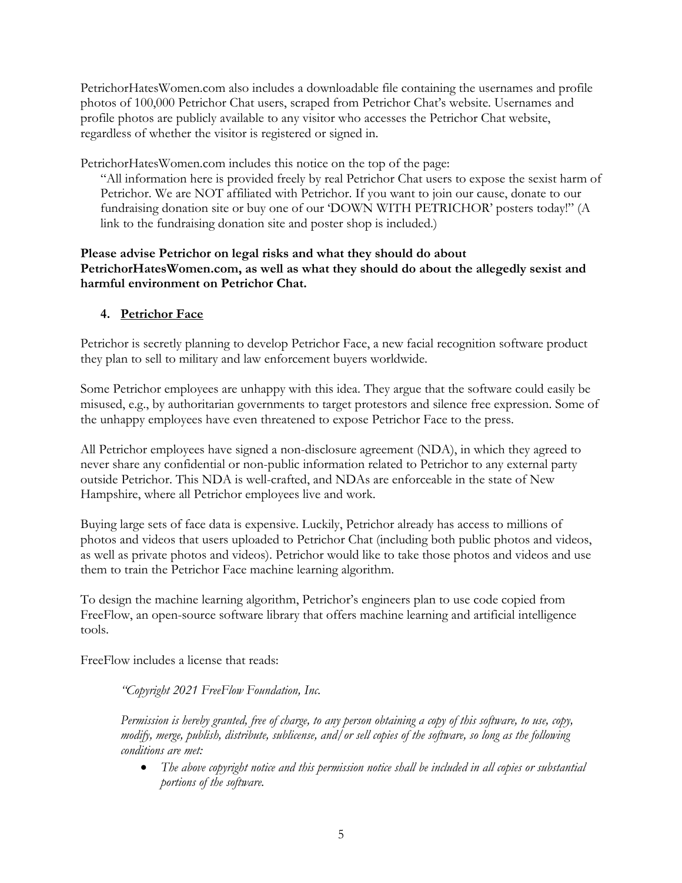PetrichorHatesWomen.com also includes a downloadable file containing the usernames and profile photos of 100,000 Petrichor Chat users, scraped from Petrichor Chat's website. Usernames and profile photos are publicly available to any visitor who accesses the Petrichor Chat website, regardless of whether the visitor is registered or signed in.

PetrichorHatesWomen.com includes this notice on the top of the page:

> "All information here is provided freely by real Petrichor Chat users to expose the sexist harm of Petrichor. We are NOT affiliated with Petrichor. If you want to join our cause, donate to our fundraising donation site or buy one of our 'DOWN WITH PETRICHOR' posters today!" (A link to the fundraising donation site and poster shop is included.)

**Please advise Petrichor on legal risks and what they should do about PetrichorHatesWomen.com, as well as what they should do about the allegedly sexist and harmful environment on Petrichor Chat.**

## 4. Petrichor Face

Petrichor is secretly planning to develop Petrichor Face, a new facial recognition software product they plan to sell to military and law enforcement buyers worldwide.

Some Petrichor employees are unhappy with this idea. They argue that the software could easily be misused, e.g., by authoritarian governments to target protestors and silence free expression. Some of the unhappy employees have even threatened to expose Petrichor Face to the press.

All Petrichor employees have signed a non-disclosure agreement (NDA), in which they agreed to never share any confidential or non-public information related to Petrichor to any external party outside Petrichor. This NDA is well-crafted, and NDAs are enforceable in the state of New Hampshire, where all Petrichor employees live and work.

Buying large sets of face data is expensive. Luckily, Petrichor already has access to millions of photos and videos that users uploaded to Petrichor Chat (including both public photos and videos, as well as private photos and videos). Petrichor would like to take those photos and videos and use them to train the Petrichor Face machine learning algorithm.

To design the machine learning algorithm, Petrichor's engineers plan to use code copied from FreeFlow, an open-source software library that offers machine learning and artificial intelligence tools.

FreeFlow includes a license that reads:

> *"Copyright 2021 FreeFlow Foundation, Inc.*
>
> *Permission is hereby granted, free of charge, to any person obtaining a copy of this software, to use, copy, modify, merge, publish, distribute, sublicense, and/or sell copies of the software, so long as the following conditions are met:*
>
> - *The above copyright notice and this permission notice shall be included in all copies or substantial portions of the software.*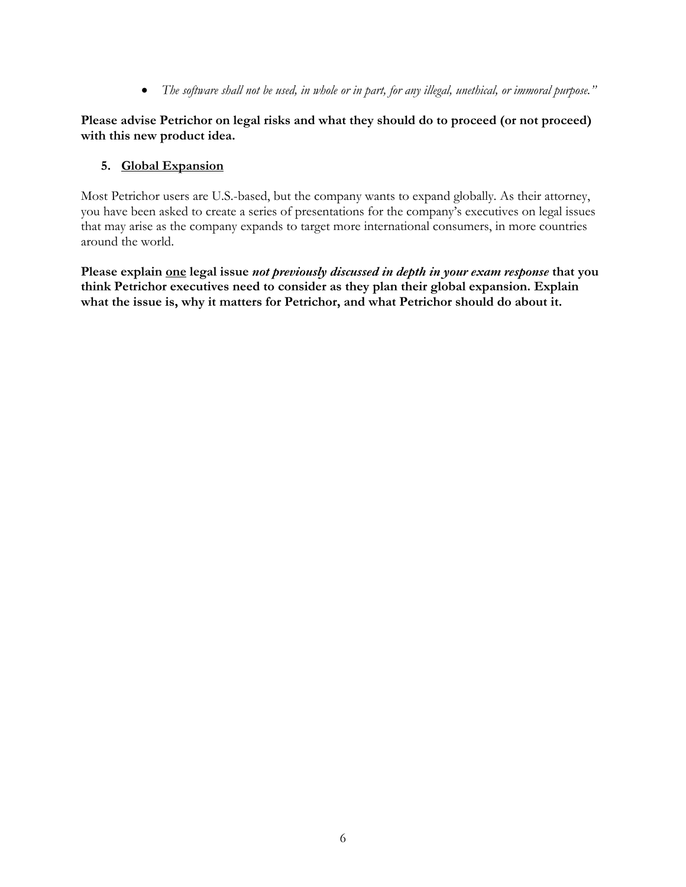- *The software shall not be used, in whole or in part, for any illegal, unethical, or immoral purpose."*

**Please advise Petrichor on legal risks and what they should do to proceed (or not proceed) with this new product idea.**

5. **Global Expansion**

Most Petrichor users are U.S.-based, but the company wants to expand globally. As their attorney, you have been asked to create a series of presentations for the company's executives on legal issues that may arise as the company expands to target more international consumers, in more countries around the world.

**Please explain one legal issue *not previously discussed in depth in your exam response* that you think Petrichor executives need to consider as they plan their global expansion. Explain what the issue is, why it matters for Petrichor, and what Petrichor should do about it.**